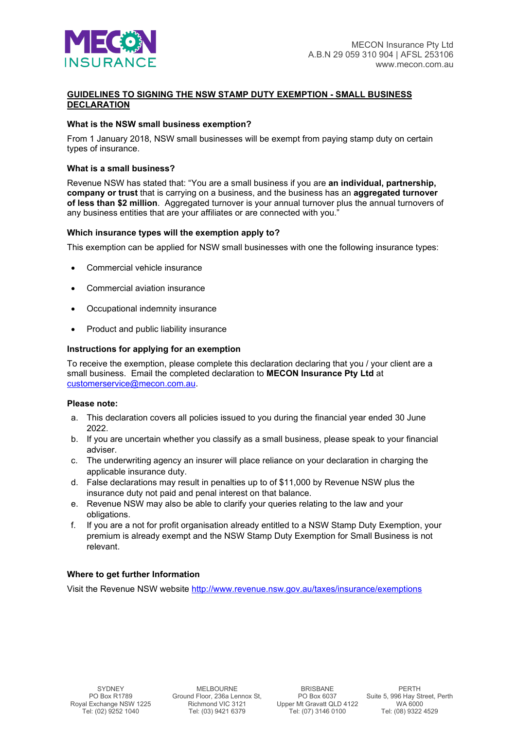MECON INSURANCE

MECON Insurance Pty Ltd
A.B.N 29 059 310 904 | AFSL 253106
www.mecon.com.au

# GUIDELINES TO SIGNING THE NSW STAMP DUTY EXEMPTION - SMALL BUSINESS DECLARATION

### What is the NSW small business exemption?

From 1 January 2018, NSW small businesses will be exempt from paying stamp duty on certain types of insurance.

### What is a small business?

Revenue NSW has stated that: "You are a small business if you are **an individual, partnership, company or trust** that is carrying on a business, and the business has an **aggregated turnover of less than $2 million**. Aggregated turnover is your annual turnover plus the annual turnovers of any business entities that are your affiliates or are connected with you."

### Which insurance types will the exemption apply to?

This exemption can be applied for NSW small businesses with one the following insurance types:

- Commercial vehicle insurance
- Commercial aviation insurance
- Occupational indemnity insurance
- Product and public liability insurance

### Instructions for applying for an exemption

To receive the exemption, please complete this declaration declaring that you / your client are a small business. Email the completed declaration to **MECON Insurance Pty Ltd** at customerservice@mecon.com.au.

### Please note:

a. This declaration covers all policies issued to you during the financial year ended 30 June 2022.
b. If you are uncertain whether you classify as a small business, please speak to your financial adviser.
c. The underwriting agency an insurer will place reliance on your declaration in charging the applicable insurance duty.
d. False declarations may result in penalties up to of $11,000 by Revenue NSW plus the insurance duty not paid and penal interest on that balance.
e. Revenue NSW may also be able to clarify your queries relating to the law and your obligations.
f. If you are a not for profit organisation already entitled to a NSW Stamp Duty Exemption, your premium is already exempt and the NSW Stamp Duty Exemption for Small Business is not relevant.

### Where to get further Information

Visit the Revenue NSW website http://www.revenue.nsw.gov.au/taxes/insurance/exemptions

| SYDNEY | MELBOURNE | BRISBANE | PERTH |
|---|---|---|---|
| PO Box R1789 | Ground Floor, 236a Lennox St, | PO Box 6037 | Suite 5, 996 Hay Street, Perth |
| Royal Exchange NSW 1225 | Richmond VIC 3121 | Upper Mt Gravatt QLD 4122 | WA 6000 |
| Tel: (02) 9252 1040 | Tel: (03) 9421 6379 | Tel: (07) 3146 0100 | Tel: (08) 9322 4529 |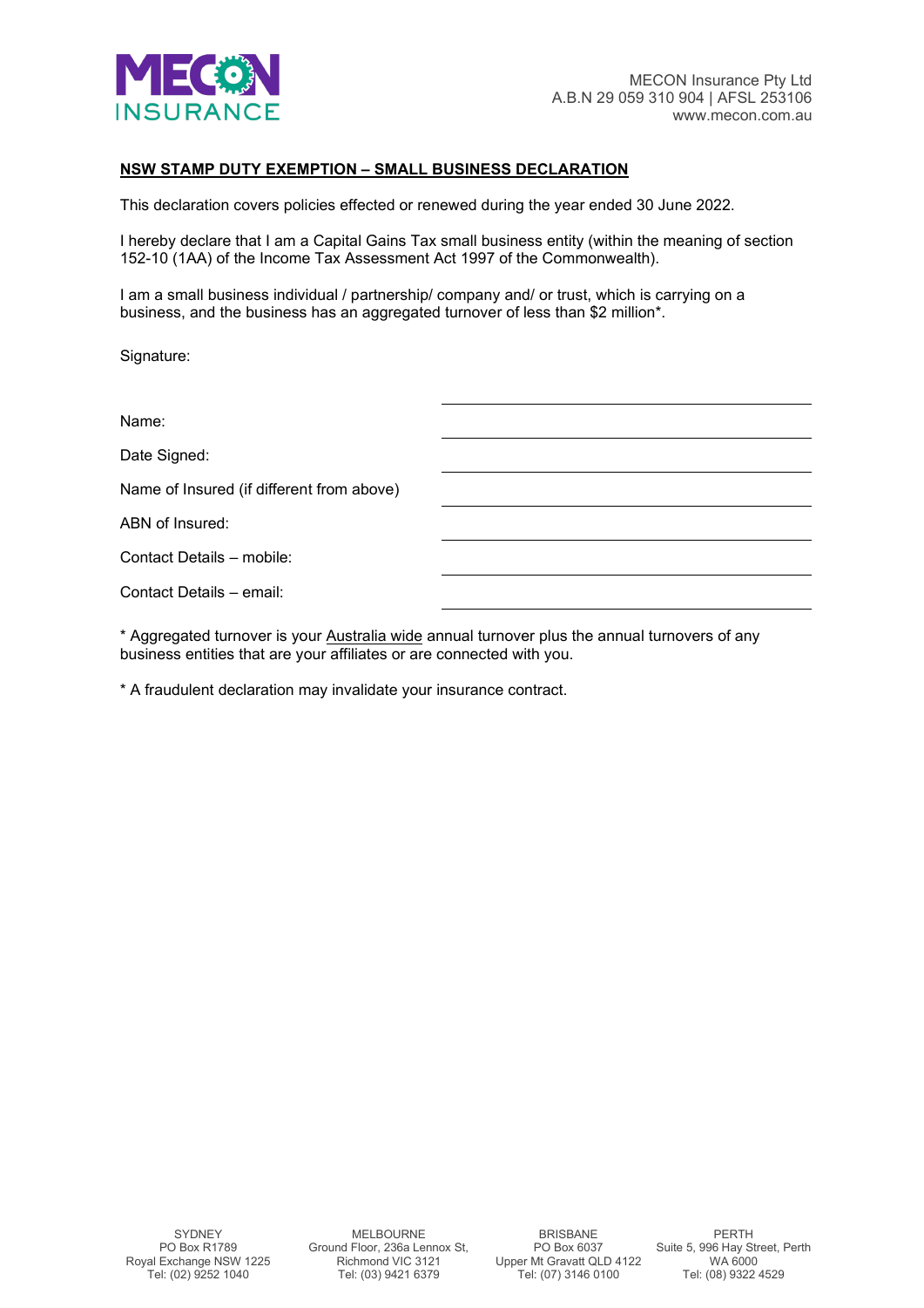MECON INSURANCE

MECON Insurance Pty Ltd
A.B.N 29 059 310 904 | AFSL 253106
www.mecon.com.au

## NSW STAMP DUTY EXEMPTION – SMALL BUSINESS DECLARATION

This declaration covers policies effected or renewed during the year ended 30 June 2022.

I hereby declare that I am a Capital Gains Tax small business entity (within the meaning of section 152-10 (1AA) of the Income Tax Assessment Act 1997 of the Commonwealth).

I am a small business individual / partnership/ company and/ or trust, which is carrying on a business, and the business has an aggregated turnover of less than $2 million*.

Signature: \_\_\_\_\_\_\_\_\_\_\_\_\_\_\_\_\_\_\_\_

Name: \_\_\_\_\_\_\_\_\_\_\_\_\_\_\_\_\_\_\_\_

Date Signed: \_\_\_\_\_\_\_\_\_\_\_\_\_\_\_\_\_\_\_\_

Name of Insured (if different from above) \_\_\_\_\_\_\_\_\_\_\_\_\_\_\_\_\_\_\_\_

ABN of Insured: \_\_\_\_\_\_\_\_\_\_\_\_\_\_\_\_\_\_\_\_

Contact Details – mobile: \_\_\_\_\_\_\_\_\_\_\_\_\_\_\_\_\_\_\_\_

Contact Details – email: \_\_\_\_\_\_\_\_\_\_\_\_\_\_\_\_\_\_\_\_

* Aggregated turnover is your Australia wide annual turnover plus the annual turnovers of any business entities that are your affiliates or are connected with you.

* A fraudulent declaration may invalidate your insurance contract.

| | | | |
|---|---|---|---|
| SYDNEY | MELBOURNE | BRISBANE | PERTH |
| PO Box R1789 | Ground Floor, 236a Lennox St, | PO Box 6037 | Suite 5, 996 Hay Street, Perth |
| Royal Exchange NSW 1225 | Richmond VIC 3121 | Upper Mt Gravatt QLD 4122 | WA 6000 |
| Tel: (02) 9252 1040 | Tel: (03) 9421 6379 | Tel: (07) 3146 0100 | Tel: (08) 9322 4529 |